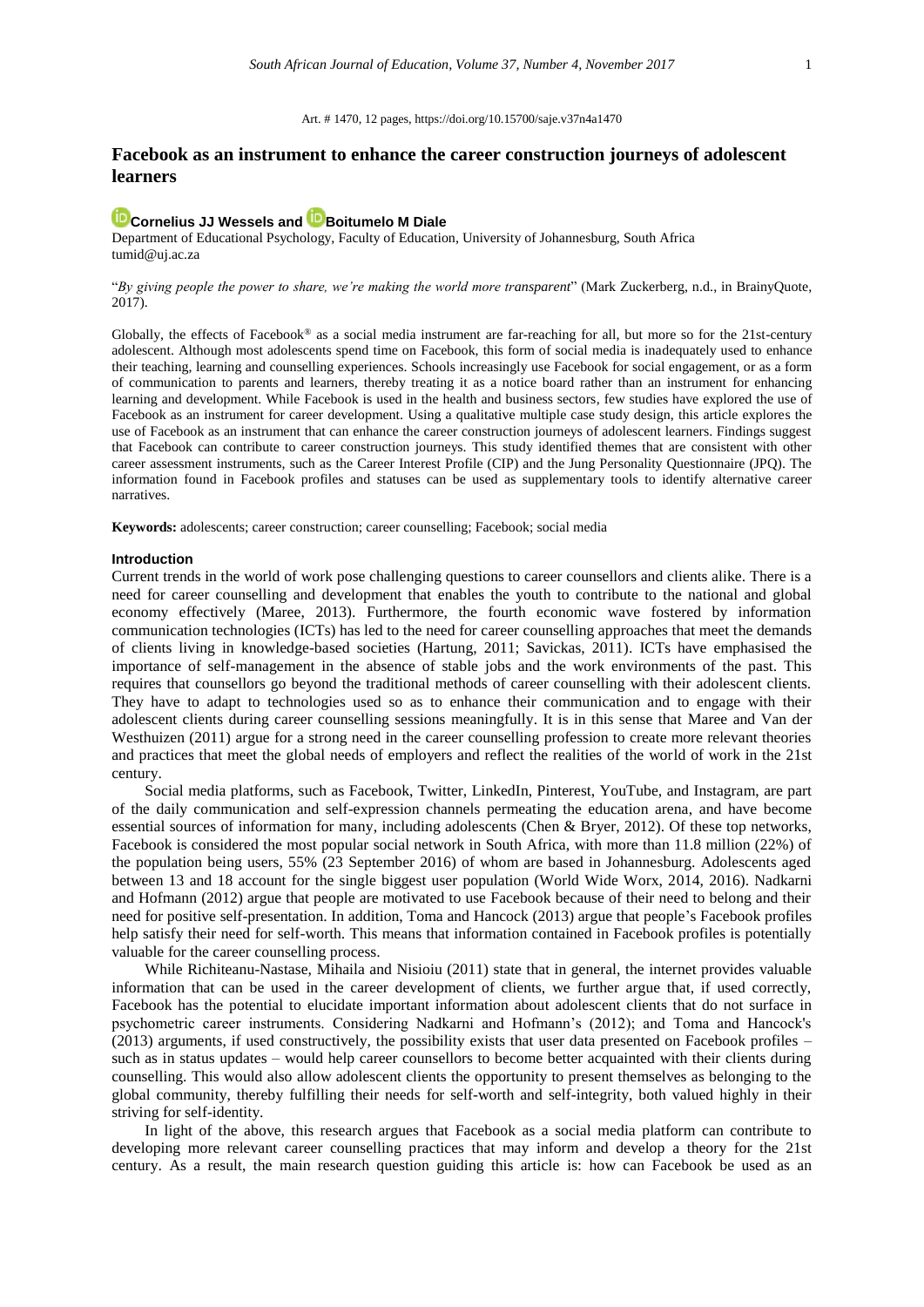Art. # 1470, 12 pages, https://doi.org/10.15700/saje.v37n4a1470

# Facebook as an instrument to enhance the career construction journeys of adolescent learners

**Cornelius JJ Wessels and Boitumelo M Diale**

Department of Educational Psychology, Faculty of Education, University of Johannesburg, South Africa
tumid@uj.ac.za

"*By giving people the power to share, we're making the world more transparent*" (Mark Zuckerberg, n.d., in BrainyQuote, 2017).

Globally, the effects of Facebook® as a social media instrument are far-reaching for all, but more so for the 21st-century adolescent. Although most adolescents spend time on Facebook, this form of social media is inadequately used to enhance their teaching, learning and counselling experiences. Schools increasingly use Facebook for social engagement, or as a form of communication to parents and learners, thereby treating it as a notice board rather than an instrument for enhancing learning and development. While Facebook is used in the health and business sectors, few studies have explored the use of Facebook as an instrument for career development. Using a qualitative multiple case study design, this article explores the use of Facebook as an instrument that can enhance the career construction journeys of adolescent learners. Findings suggest that Facebook can contribute to career construction journeys. This study identified themes that are consistent with other career assessment instruments, such as the Career Interest Profile (CIP) and the Jung Personality Questionnaire (JPQ). The information found in Facebook profiles and statuses can be used as supplementary tools to identify alternative career narratives.

**Keywords:** adolescents; career construction; career counselling; Facebook; social media

## Introduction

Current trends in the world of work pose challenging questions to career counsellors and clients alike. There is a need for career counselling and development that enables the youth to contribute to the national and global economy effectively (Maree, 2013). Furthermore, the fourth economic wave fostered by information communication technologies (ICTs) has led to the need for career counselling approaches that meet the demands of clients living in knowledge-based societies (Hartung, 2011; Savickas, 2011). ICTs have emphasised the importance of self-management in the absence of stable jobs and the work environments of the past. This requires that counsellors go beyond the traditional methods of career counselling with their adolescent clients. They have to adapt to technologies used so as to enhance their communication and to engage with their adolescent clients during career counselling sessions meaningfully. It is in this sense that Maree and Van der Westhuizen (2011) argue for a strong need in the career counselling profession to create more relevant theories and practices that meet the global needs of employers and reflect the realities of the world of work in the 21st century.

Social media platforms, such as Facebook, Twitter, LinkedIn, Pinterest, YouTube, and Instagram, are part of the daily communication and self-expression channels permeating the education arena, and have become essential sources of information for many, including adolescents (Chen & Bryer, 2012). Of these top networks, Facebook is considered the most popular social network in South Africa, with more than 11.8 million (22%) of the population being users, 55% (23 September 2016) of whom are based in Johannesburg. Adolescents aged between 13 and 18 account for the single biggest user population (World Wide Worx, 2014, 2016). Nadkarni and Hofmann (2012) argue that people are motivated to use Facebook because of their need to belong and their need for positive self-presentation. In addition, Toma and Hancock (2013) argue that people's Facebook profiles help satisfy their need for self-worth. This means that information contained in Facebook profiles is potentially valuable for the career counselling process.

While Richiteanu-Nastase, Mihaila and Nisioiu (2011) state that in general, the internet provides valuable information that can be used in the career development of clients, we further argue that, if used correctly, Facebook has the potential to elucidate important information about adolescent clients that do not surface in psychometric career instruments. Considering Nadkarni and Hofmann's (2012); and Toma and Hancock's (2013) arguments, if used constructively, the possibility exists that user data presented on Facebook profiles – such as in status updates – would help career counsellors to become better acquainted with their clients during counselling. This would also allow adolescent clients the opportunity to present themselves as belonging to the global community, thereby fulfilling their needs for self-worth and self-integrity, both valued highly in their striving for self-identity.

In light of the above, this research argues that Facebook as a social media platform can contribute to developing more relevant career counselling practices that may inform and develop a theory for the 21st century. As a result, the main research question guiding this article is: how can Facebook be used as an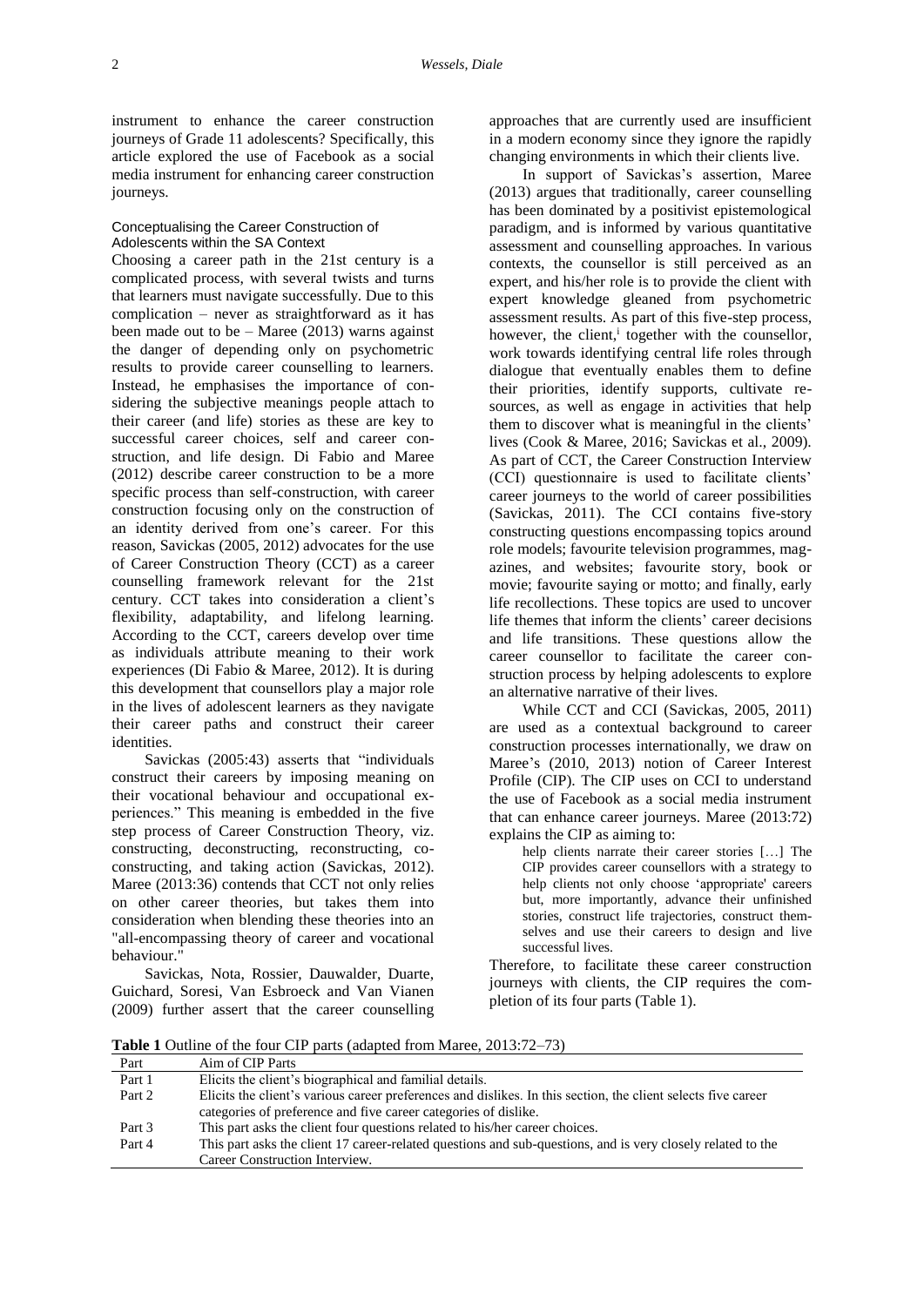instrument to enhance the career construction journeys of Grade 11 adolescents? Specifically, this article explored the use of Facebook as a social media instrument for enhancing career construction journeys.

### Conceptualising the Career Construction of Adolescents within the SA Context

Choosing a career path in the 21st century is a complicated process, with several twists and turns that learners must navigate successfully. Due to this complication – never as straightforward as it has been made out to be – Maree (2013) warns against the danger of depending only on psychometric results to provide career counselling to learners. Instead, he emphasises the importance of considering the subjective meanings people attach to their career (and life) stories as these are key to successful career choices, self and career construction, and life design. Di Fabio and Maree (2012) describe career construction to be a more specific process than self-construction, with career construction focusing only on the construction of an identity derived from one's career. For this reason, Savickas (2005, 2012) advocates for the use of Career Construction Theory (CCT) as a career counselling framework relevant for the 21st century. CCT takes into consideration a client's flexibility, adaptability, and lifelong learning. According to the CCT, careers develop over time as individuals attribute meaning to their work experiences (Di Fabio & Maree, 2012). It is during this development that counsellors play a major role in the lives of adolescent learners as they navigate their career paths and construct their career identities.

Savickas (2005:43) asserts that "individuals construct their careers by imposing meaning on their vocational behaviour and occupational experiences." This meaning is embedded in the five step process of Career Construction Theory, viz. constructing, deconstructing, reconstructing, co-constructing, and taking action (Savickas, 2012). Maree (2013:36) contends that CCT not only relies on other career theories, but takes them into consideration when blending these theories into an "all-encompassing theory of career and vocational behaviour."

Savickas, Nota, Rossier, Dauwalder, Duarte, Guichard, Soresi, Van Esbroeck and Van Vianen (2009) further assert that the career counselling approaches that are currently used are insufficient in a modern economy since they ignore the rapidly changing environments in which their clients live.

In support of Savickas's assertion, Maree (2013) argues that traditionally, career counselling has been dominated by a positivist epistemological paradigm, and is informed by various quantitative assessment and counselling approaches. In various contexts, the counsellor is still perceived as an expert, and his/her role is to provide the client with expert knowledge gleaned from psychometric assessment results. As part of this five-step process, however, the client,[i] together with the counsellor, work towards identifying central life roles through dialogue that eventually enables them to define their priorities, identify supports, cultivate resources, as well as engage in activities that help them to discover what is meaningful in the clients' lives (Cook & Maree, 2016; Savickas et al., 2009). As part of CCT, the Career Construction Interview (CCI) questionnaire is used to facilitate clients' career journeys to the world of career possibilities (Savickas, 2011). The CCI contains five-story constructing questions encompassing topics around role models; favourite television programmes, magazines, and websites; favourite story, book or movie; favourite saying or motto; and finally, early life recollections. These topics are used to uncover life themes that inform the clients' career decisions and life transitions. These questions allow the career counsellor to facilitate the career construction process by helping adolescents to explore an alternative narrative of their lives.

While CCT and CCI (Savickas, 2005, 2011) are used as a contextual background to career construction processes internationally, we draw on Maree's (2010, 2013) notion of Career Interest Profile (CIP). The CIP uses on CCI to understand the use of Facebook as a social media instrument that can enhance career journeys. Maree (2013:72) explains the CIP as aiming to:

> help clients narrate their career stories […] The CIP provides career counsellors with a strategy to help clients not only choose 'appropriate' careers but, more importantly, advance their unfinished stories, construct life trajectories, construct themselves and use their careers to design and live successful lives.

Therefore, to facilitate these career construction journeys with clients, the CIP requires the completion of its four parts (Table 1).

**Table 1** Outline of the four CIP parts (adapted from Maree, 2013:72–73)

| Part | Aim of CIP Parts |
|---|---|
| Part 1 | Elicits the client's biographical and familial details. |
| Part 2 | Elicits the client's various career preferences and dislikes. In this section, the client selects five career categories of preference and five career categories of dislike. |
| Part 3 | This part asks the client four questions related to his/her career choices. |
| Part 4 | This part asks the client 17 career-related questions and sub-questions, and is very closely related to the Career Construction Interview. |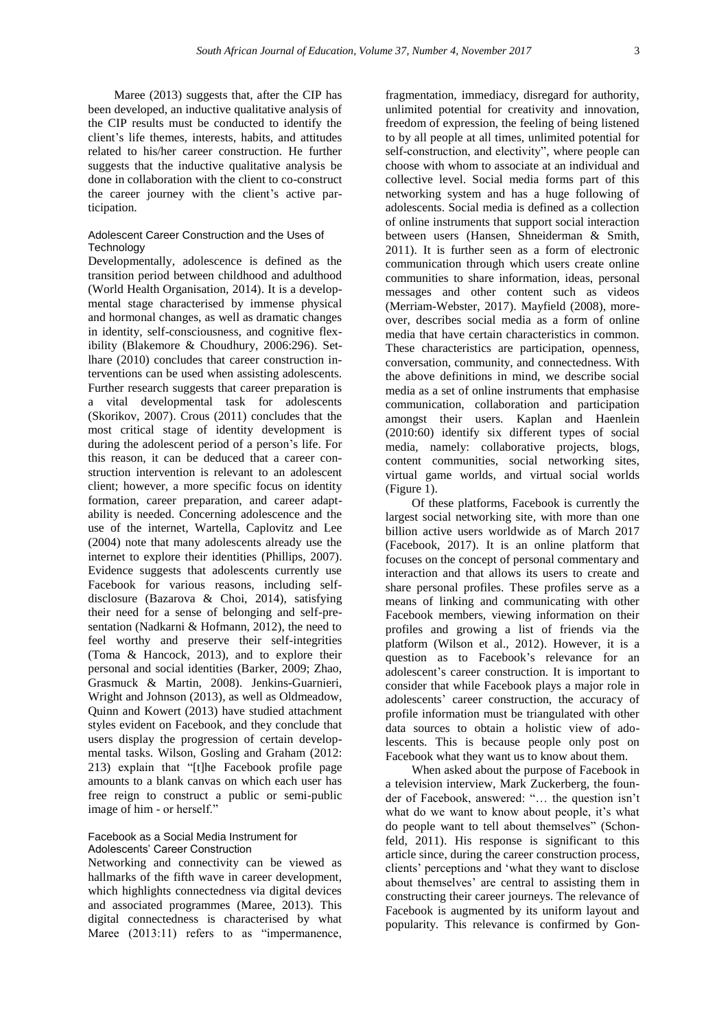Maree (2013) suggests that, after the CIP has been developed, an inductive qualitative analysis of the CIP results must be conducted to identify the client's life themes, interests, habits, and attitudes related to his/her career construction. He further suggests that the inductive qualitative analysis be done in collaboration with the client to co-construct the career journey with the client's active participation.

### Adolescent Career Construction and the Uses of Technology

Developmentally, adolescence is defined as the transition period between childhood and adulthood (World Health Organisation, 2014). It is a developmental stage characterised by immense physical and hormonal changes, as well as dramatic changes in identity, self-consciousness, and cognitive flexibility (Blakemore & Choudhury, 2006:296). Setlhare (2010) concludes that career construction interventions can be used when assisting adolescents. Further research suggests that career preparation is a vital developmental task for adolescents (Skorikov, 2007). Crous (2011) concludes that the most critical stage of identity development is during the adolescent period of a person's life. For this reason, it can be deduced that a career construction intervention is relevant to an adolescent client; however, a more specific focus on identity formation, career preparation, and career adaptability is needed. Concerning adolescence and the use of the internet, Wartella, Caplovitz and Lee (2004) note that many adolescents already use the internet to explore their identities (Phillips, 2007). Evidence suggests that adolescents currently use Facebook for various reasons, including self-disclosure (Bazarova & Choi, 2014), satisfying their need for a sense of belonging and self-presentation (Nadkarni & Hofmann, 2012), the need to feel worthy and preserve their self-integrities (Toma & Hancock, 2013), and to explore their personal and social identities (Barker, 2009; Zhao, Grasmuck & Martin, 2008). Jenkins-Guarnieri, Wright and Johnson (2013), as well as Oldmeadow, Quinn and Kowert (2013) have studied attachment styles evident on Facebook, and they conclude that users display the progression of certain developmental tasks. Wilson, Gosling and Graham (2012: 213) explain that "[t]he Facebook profile page amounts to a blank canvas on which each user has free reign to construct a public or semi-public image of him - or herself."

### Facebook as a Social Media Instrument for Adolescents' Career Construction

Networking and connectivity can be viewed as hallmarks of the fifth wave in career development, which highlights connectedness via digital devices and associated programmes (Maree, 2013). This digital connectedness is characterised by what Maree (2013:11) refers to as "impermanence, fragmentation, immediacy, disregard for authority, unlimited potential for creativity and innovation, freedom of expression, the feeling of being listened to by all people at all times, unlimited potential for self-construction, and electivity", where people can choose with whom to associate at an individual and collective level. Social media forms part of this networking system and has a huge following of adolescents. Social media is defined as a collection of online instruments that support social interaction between users (Hansen, Shneiderman & Smith, 2011). It is further seen as a form of electronic communication through which users create online communities to share information, ideas, personal messages and other content such as videos (Merriam-Webster, 2017). Mayfield (2008), moreover, describes social media as a form of online media that have certain characteristics in common. These characteristics are participation, openness, conversation, community, and connectedness. With the above definitions in mind, we describe social media as a set of online instruments that emphasise communication, collaboration and participation amongst their users. Kaplan and Haenlein (2010:60) identify six different types of social media, namely: collaborative projects, blogs, content communities, social networking sites, virtual game worlds, and virtual social worlds (Figure 1).

Of these platforms, Facebook is currently the largest social networking site, with more than one billion active users worldwide as of March 2017 (Facebook, 2017). It is an online platform that focuses on the concept of personal commentary and interaction and that allows its users to create and share personal profiles. These profiles serve as a means of linking and communicating with other Facebook members, viewing information on their profiles and growing a list of friends via the platform (Wilson et al., 2012). However, it is a question as to Facebook's relevance for an adolescent's career construction. It is important to consider that while Facebook plays a major role in adolescents' career construction, the accuracy of profile information must be triangulated with other data sources to obtain a holistic view of adolescents. This is because people only post on Facebook what they want us to know about them.

When asked about the purpose of Facebook in a television interview, Mark Zuckerberg, the founder of Facebook, answered: "… the question isn't what do we want to know about people, it's what do people want to tell about themselves" (Schonfeld, 2011). His response is significant to this article since, during the career construction process, clients' perceptions and 'what they want to disclose about themselves' are central to assisting them in constructing their career journeys. The relevance of Facebook is augmented by its uniform layout and popularity. This relevance is confirmed by Gon-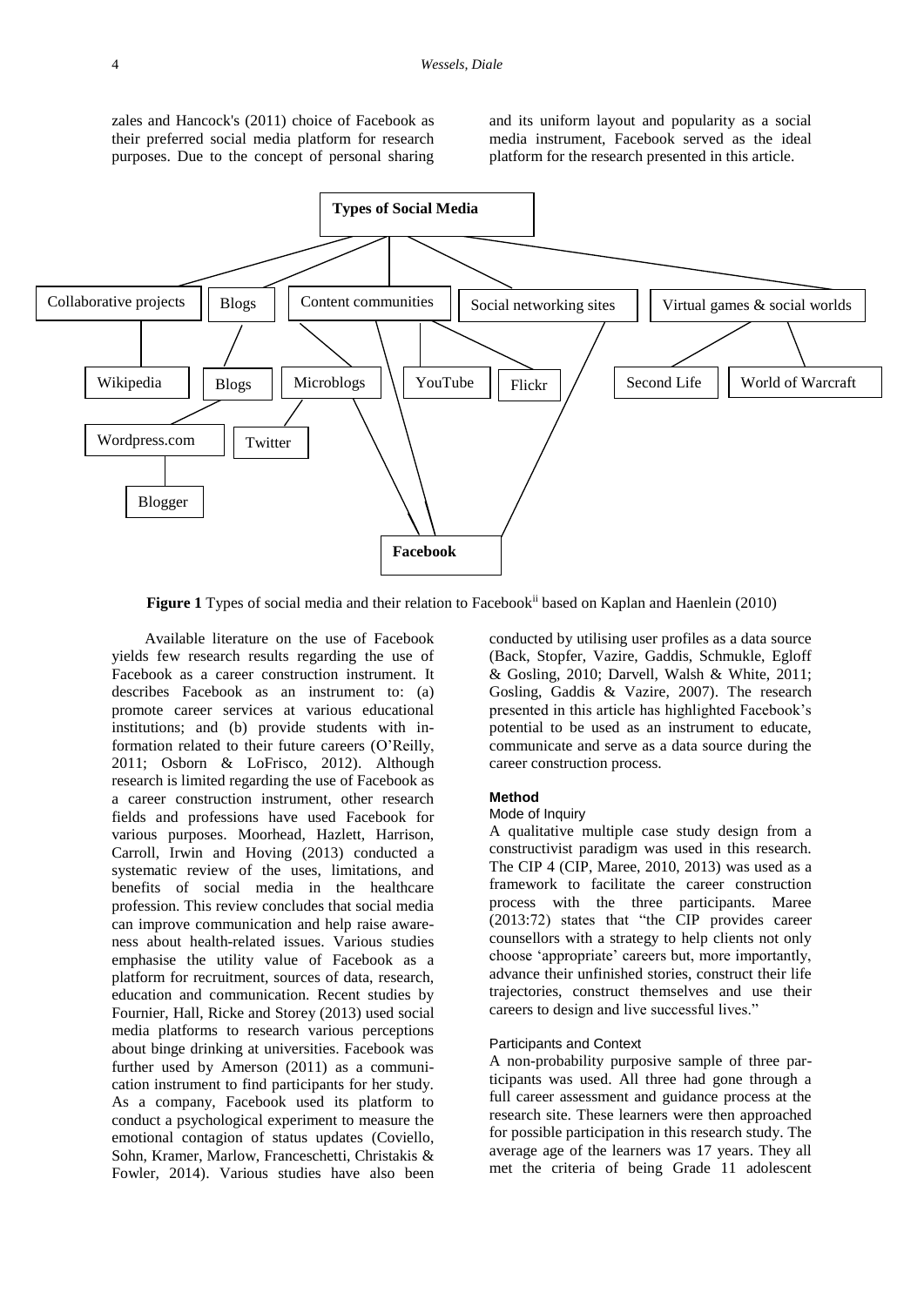zales and Hancock's (2011) choice of Facebook as their preferred social media platform for research purposes. Due to the concept of personal sharing and its uniform layout and popularity as a social media instrument, Facebook served as the ideal platform for the research presented in this article.

**Figure 1** Types of social media and their relation to Facebook[ii] based on Kaplan and Haenlein (2010)

Available literature on the use of Facebook yields few research results regarding the use of Facebook as a career construction instrument. It describes Facebook as an instrument to: (a) promote career services at various educational institutions; and (b) provide students with information related to their future careers (O'Reilly, 2011; Osborn & LoFrisco, 2012). Although research is limited regarding the use of Facebook as a career construction instrument, other research fields and professions have used Facebook for various purposes. Moorhead, Hazlett, Harrison, Carroll, Irwin and Hoving (2013) conducted a systematic review of the uses, limitations, and benefits of social media in the healthcare profession. This review concludes that social media can improve communication and help raise awareness about health-related issues. Various studies emphasise the utility value of Facebook as a platform for recruitment, sources of data, research, education and communication. Recent studies by Fournier, Hall, Ricke and Storey (2013) used social media platforms to research various perceptions about binge drinking at universities. Facebook was further used by Amerson (2011) as a communication instrument to find participants for her study. As a company, Facebook used its platform to conduct a psychological experiment to measure the emotional contagion of status updates (Coviello, Sohn, Kramer, Marlow, Franceschetti, Christakis & Fowler, 2014). Various studies have also been conducted by utilising user profiles as a data source (Back, Stopfer, Vazire, Gaddis, Schmukle, Egloff & Gosling, 2010; Darvell, Walsh & White, 2011; Gosling, Gaddis & Vazire, 2007). The research presented in this article has highlighted Facebook's potential to be used as an instrument to educate, communicate and serve as a data source during the career construction process.

## Method

### Mode of Inquiry

A qualitative multiple case study design from a constructivist paradigm was used in this research. The CIP 4 (CIP, Maree, 2010, 2013) was used as a framework to facilitate the career construction process with the three participants. Maree (2013:72) states that "the CIP provides career counsellors with a strategy to help clients not only choose 'appropriate' careers but, more importantly, advance their unfinished stories, construct their life trajectories, construct themselves and use their careers to design and live successful lives."

### Participants and Context

A non-probability purposive sample of three participants was used. All three had gone through a full career assessment and guidance process at the research site. These learners were then approached for possible participation in this research study. The average age of the learners was 17 years. They all met the criteria of being Grade 11 adolescent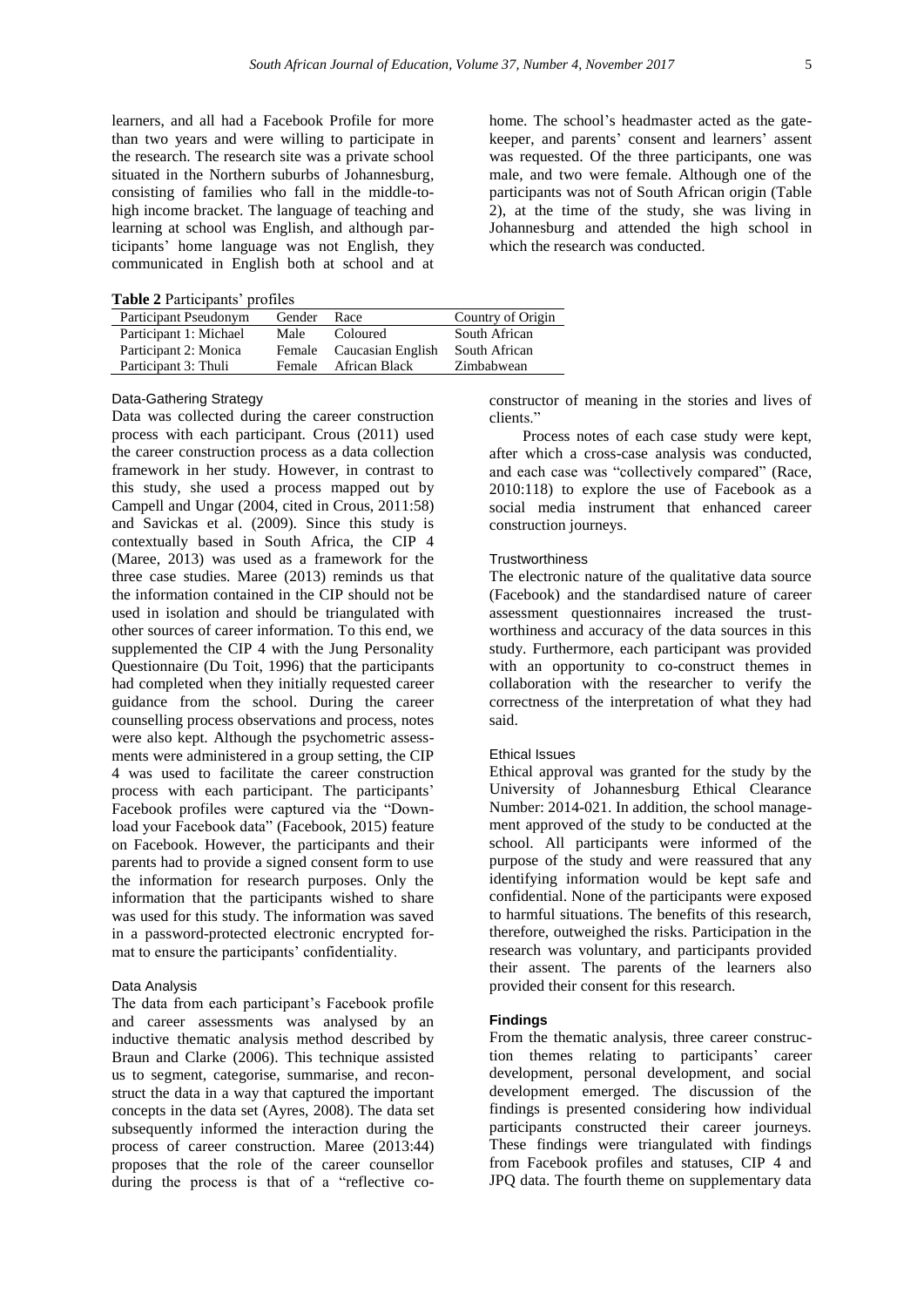learners, and all had a Facebook Profile for more than two years and were willing to participate in the research. The research site was a private school situated in the Northern suburbs of Johannesburg, consisting of families who fall in the middle-to-high income bracket. The language of teaching and learning at school was English, and although participants' home language was not English, they communicated in English both at school and at home. The school's headmaster acted as the gate-keeper, and parents' consent and learners' assent was requested. Of the three participants, one was male, and two were female. Although one of the participants was not of South African origin (Table 2), at the time of the study, she was living in Johannesburg and attended the high school in which the research was conducted.

**Table 2** Participants' profiles

| Participant Pseudonym | Gender | Race | Country of Origin |
|---|---|---|---|
| Participant 1: Michael | Male | Coloured | South African |
| Participant 2: Monica | Female | Caucasian English | South African |
| Participant 3: Thuli | Female | African Black | Zimbabwean |

### Data-Gathering Strategy

Data was collected during the career construction process with each participant. Crous (2011) used the career construction process as a data collection framework in her study. However, in contrast to this study, she used a process mapped out by Campell and Ungar (2004, cited in Crous, 2011:58) and Savickas et al. (2009). Since this study is contextually based in South Africa, the CIP 4 (Maree, 2013) was used as a framework for the three case studies. Maree (2013) reminds us that the information contained in the CIP should not be used in isolation and should be triangulated with other sources of career information. To this end, we supplemented the CIP 4 with the Jung Personality Questionnaire (Du Toit, 1996) that the participants had completed when they initially requested career guidance from the school. During the career counselling process observations and process, notes were also kept. Although the psychometric assessments were administered in a group setting, the CIP 4 was used to facilitate the career construction process with each participant. The participants' Facebook profiles were captured via the "Download your Facebook data" (Facebook, 2015) feature on Facebook. However, the participants and their parents had to provide a signed consent form to use the information for research purposes. Only the information that the participants wished to share was used for this study. The information was saved in a password-protected electronic encrypted format to ensure the participants' confidentiality.

### Data Analysis

The data from each participant's Facebook profile and career assessments was analysed by an inductive thematic analysis method described by Braun and Clarke (2006). This technique assisted us to segment, categorise, summarise, and reconstruct the data in a way that captured the important concepts in the data set (Ayres, 2008). The data set subsequently informed the interaction during the process of career construction. Maree (2013:44) proposes that the role of the career counsellor during the process is that of a "reflective co-constructor of meaning in the stories and lives of clients."

Process notes of each case study were kept, after which a cross-case analysis was conducted, and each case was "collectively compared" (Race, 2010:118) to explore the use of Facebook as a social media instrument that enhanced career construction journeys.

### Trustworthiness

The electronic nature of the qualitative data source (Facebook) and the standardised nature of career assessment questionnaires increased the trustworthiness and accuracy of the data sources in this study. Furthermore, each participant was provided with an opportunity to co-construct themes in collaboration with the researcher to verify the correctness of the interpretation of what they had said.

### Ethical Issues

Ethical approval was granted for the study by the University of Johannesburg Ethical Clearance Number: 2014-021. In addition, the school management approved of the study to be conducted at the school. All participants were informed of the purpose of the study and were reassured that any identifying information would be kept safe and confidential. None of the participants were exposed to harmful situations. The benefits of this research, therefore, outweighed the risks. Participation in the research was voluntary, and participants provided their assent. The parents of the learners also provided their consent for this research.

## Findings

From the thematic analysis, three career construction themes relating to participants' career development, personal development, and social development emerged. The discussion of the findings is presented considering how individual participants constructed their career journeys. These findings were triangulated with findings from Facebook profiles and statuses, CIP 4 and JPQ data. The fourth theme on supplementary data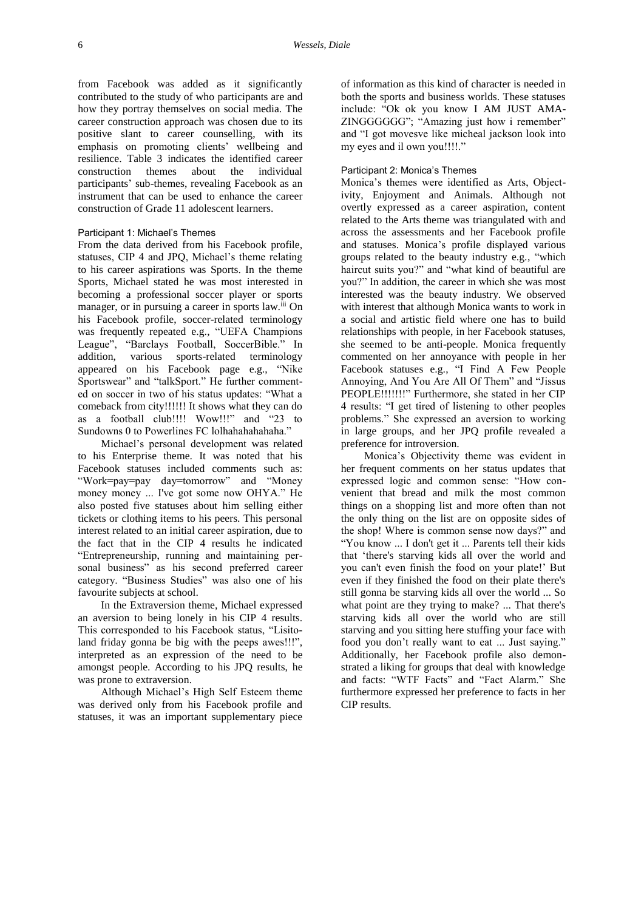from Facebook was added as it significantly contributed to the study of who participants are and how they portray themselves on social media. The career construction approach was chosen due to its positive slant to career counselling, with its emphasis on promoting clients' wellbeing and resilience. Table 3 indicates the identified career construction themes about the individual participants' sub-themes, revealing Facebook as an instrument that can be used to enhance the career construction of Grade 11 adolescent learners.

#### Participant 1: Michael's Themes

From the data derived from his Facebook profile, statuses, CIP 4 and JPQ, Michael's theme relating to his career aspirations was Sports. In the theme Sports, Michael stated he was most interested in becoming a professional soccer player or sports manager, or in pursuing a career in sports law.[iii] On his Facebook profile, soccer-related terminology was frequently repeated e.g., "UEFA Champions League", "Barclays Football, SoccerBible." In addition, various sports-related terminology appeared on his Facebook page e.g., "Nike Sportswear" and "talkSport." He further commented on soccer in two of his status updates: "What a comeback from city!!!!!! It shows what they can do as a football club!!!! Wow!!!" and "23 to Sundowns 0 to Powerlines FC lolhahahahahaha."

Michael's personal development was related to his Enterprise theme. It was noted that his Facebook statuses included comments such as: "Work=pay=pay day=tomorrow" and "Money money money ... I've got some now OHYA." He also posted five statuses about him selling either tickets or clothing items to his peers. This personal interest related to an initial career aspiration, due to the fact that in the CIP 4 results he indicated "Entrepreneurship, running and maintaining personal business" as his second preferred career category. "Business Studies" was also one of his favourite subjects at school.

In the Extraversion theme, Michael expressed an aversion to being lonely in his CIP 4 results. This corresponded to his Facebook status, "Lisitoland friday gonna be big with the peeps awes!!!", interpreted as an expression of the need to be amongst people. According to his JPQ results, he was prone to extraversion.

Although Michael's High Self Esteem theme was derived only from his Facebook profile and statuses, it was an important supplementary piece of information as this kind of character is needed in both the sports and business worlds. These statuses include: "Ok ok you know I AM JUST AMA-ZINGGGGGG"; "Amazing just how i remember" and "I got movesve like micheal jackson look into my eyes and il own you!!!!."

#### Participant 2: Monica's Themes

Monica's themes were identified as Arts, Objectivity, Enjoyment and Animals. Although not overtly expressed as a career aspiration, content related to the Arts theme was triangulated with and across the assessments and her Facebook profile and statuses. Monica's profile displayed various groups related to the beauty industry e.g., "which haircut suits you?" and "what kind of beautiful are you?" In addition, the career in which she was most interested was the beauty industry. We observed with interest that although Monica wants to work in a social and artistic field where one has to build relationships with people, in her Facebook statuses, she seemed to be anti-people. Monica frequently commented on her annoyance with people in her Facebook statuses e.g., "I Find A Few People Annoying, And You Are All Of Them" and "Jissus PEOPLE!!!!!!!" Furthermore, she stated in her CIP 4 results: "I get tired of listening to other peoples problems." She expressed an aversion to working in large groups, and her JPQ profile revealed a preference for introversion.

Monica's Objectivity theme was evident in her frequent comments on her status updates that expressed logic and common sense: "How convenient that bread and milk the most common things on a shopping list and more often than not the only thing on the list are on opposite sides of the shop! Where is common sense now days?" and "You know ... I don't get it ... Parents tell their kids that 'there's starving kids all over the world and you can't even finish the food on your plate!' But even if they finished the food on their plate there's still gonna be starving kids all over the world ... So what point are they trying to make? ... That there's starving kids all over the world who are still starving and you sitting here stuffing your face with food you don't really want to eat ... Just saying." Additionally, her Facebook profile also demonstrated a liking for groups that deal with knowledge and facts: "WTF Facts" and "Fact Alarm." She furthermore expressed her preference to facts in her CIP results.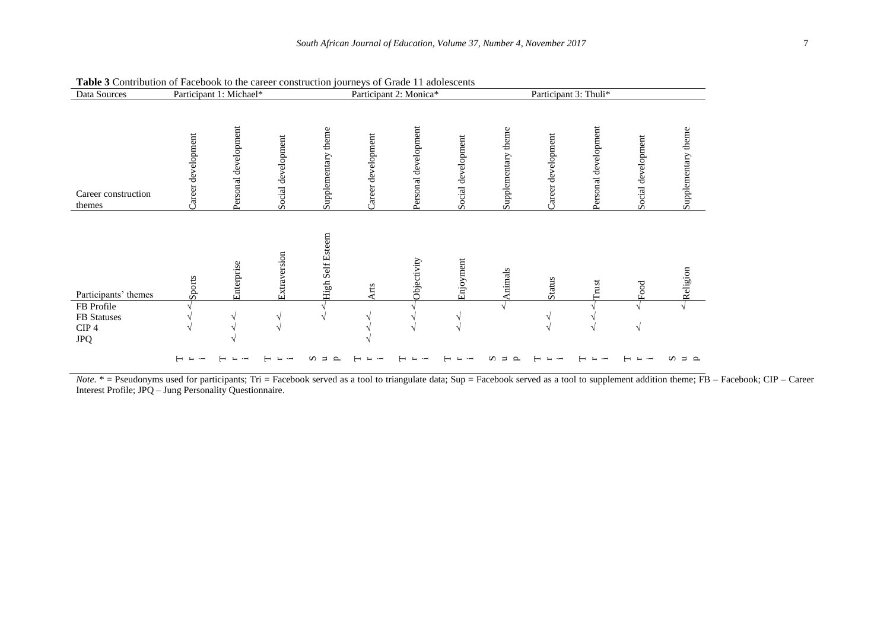**Table 3** Contribution of Facebook to the career construction journeys of Grade 11 adolescents

| Data Sources | Participant 1: Michael* | | | | Participant 2: Monica* | | | | Participant 3: Thuli* | | | |
|---|---|---|---|---|---|---|---|---|---|---|---|---|
| Career construction themes | Career development | Personal development | Social development | Supplementary theme | Career development | Personal development | Social development | Supplementary theme | Career development | Personal development | Social development | Supplementary theme |
| Participants' themes | Sports | Enterprise | Extraversion | High Self Esteem | Arts | Objectivity | Enjoyment | Animals | Status | Trust | Food | Religion |
| FB Profile | √ | | | √ | | √ | | √ | | √ | √ | √ |
| FB Statuses | √ | √ | √ | √ | √ | √ | √ | | √ | √ | | |
| CIP 4 | √ | √ | √ | | √ | √ | √ | | √ | √ | √ | |
| JPQ | | √ | | | √ | | | | | | | |
| | Tri | Tri | Tri | Sup | Tri | Tri | Tri | Sup | Tri | Tri | Tri | Sup |

*Note.* * = Pseudonyms used for participants; Tri = Facebook served as a tool to triangulate data; Sup = Facebook served as a tool to supplement addition theme; FB – Facebook; CIP – Career Interest Profile; JPQ – Jung Personality Questionnaire.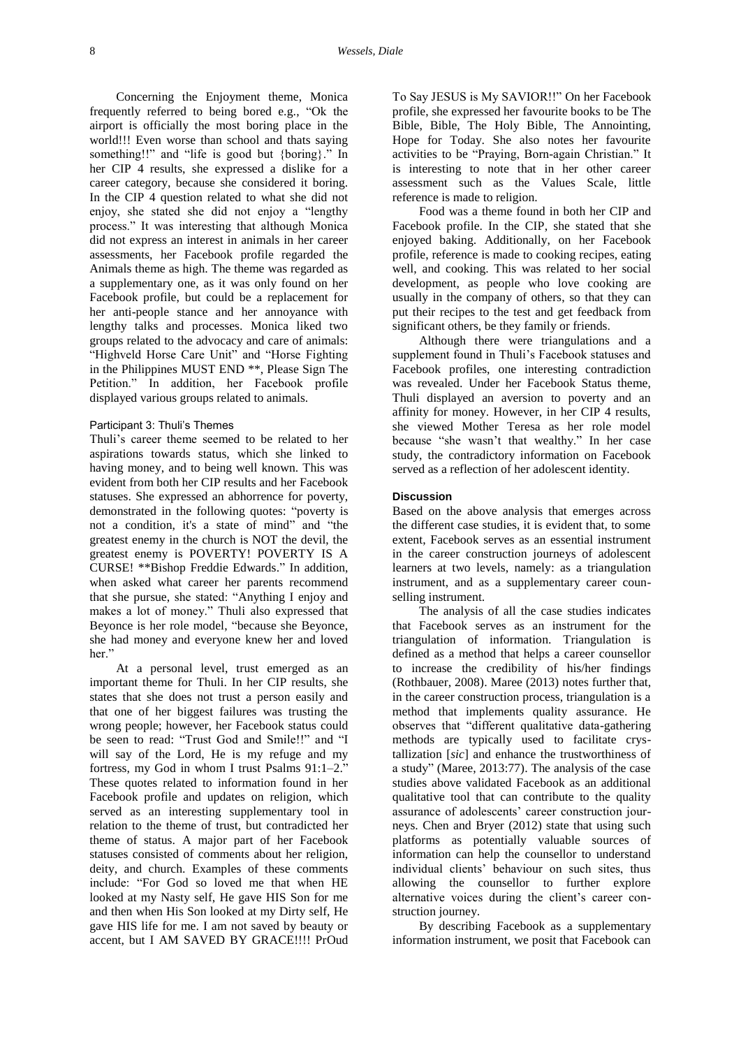Concerning the Enjoyment theme, Monica frequently referred to being bored e.g., "Ok the airport is officially the most boring place in the world!!! Even worse than school and thats saying something!!" and "life is good but {boring}." In her CIP 4 results, she expressed a dislike for a career category, because she considered it boring. In the CIP 4 question related to what she did not enjoy, she stated she did not enjoy a "lengthy process." It was interesting that although Monica did not express an interest in animals in her career assessments, her Facebook profile regarded the Animals theme as high. The theme was regarded as a supplementary one, as it was only found on her Facebook profile, but could be a replacement for her anti-people stance and her annoyance with lengthy talks and processes. Monica liked two groups related to the advocacy and care of animals: "Highveld Horse Care Unit" and "Horse Fighting in the Philippines MUST END **, Please Sign The Petition." In addition, her Facebook profile displayed various groups related to animals.

#### Participant 3: Thuli's Themes

Thuli's career theme seemed to be related to her aspirations towards status, which she linked to having money, and to being well known. This was evident from both her CIP results and her Facebook statuses. She expressed an abhorrence for poverty, demonstrated in the following quotes: "poverty is not a condition, it's a state of mind" and "the greatest enemy in the church is NOT the devil, the greatest enemy is POVERTY! POVERTY IS A CURSE! **Bishop Freddie Edwards." In addition, when asked what career her parents recommend that she pursue, she stated: "Anything I enjoy and makes a lot of money." Thuli also expressed that Beyonce is her role model, "because she Beyonce, she had money and everyone knew her and loved her."

At a personal level, trust emerged as an important theme for Thuli. In her CIP results, she states that she does not trust a person easily and that one of her biggest failures was trusting the wrong people; however, her Facebook status could be seen to read: "Trust God and Smile!!" and "I will say of the Lord, He is my refuge and my fortress, my God in whom I trust Psalms 91:1–2." These quotes related to information found in her Facebook profile and updates on religion, which served as an interesting supplementary tool in relation to the theme of trust, but contradicted her theme of status. A major part of her Facebook statuses consisted of comments about her religion, deity, and church. Examples of these comments include: "For God so loved me that when HE looked at my Nasty self, He gave HIS Son for me and then when His Son looked at my Dirty self, He gave HIS life for me. I am not saved by beauty or accent, but I AM SAVED BY GRACE!!!! PrOud To Say JESUS is My SAVIOR!!" On her Facebook profile, she expressed her favourite books to be The Bible, Bible, The Holy Bible, The Annointing, Hope for Today. She also notes her favourite activities to be "Praying, Born-again Christian." It is interesting to note that in her other career assessment such as the Values Scale, little reference is made to religion.

Food was a theme found in both her CIP and Facebook profile. In the CIP, she stated that she enjoyed baking. Additionally, on her Facebook profile, reference is made to cooking recipes, eating well, and cooking. This was related to her social development, as people who love cooking are usually in the company of others, so that they can put their recipes to the test and get feedback from significant others, be they family or friends.

Although there were triangulations and a supplement found in Thuli's Facebook statuses and Facebook profiles, one interesting contradiction was revealed. Under her Facebook Status theme, Thuli displayed an aversion to poverty and an affinity for money. However, in her CIP 4 results, she viewed Mother Teresa as her role model because "she wasn't that wealthy." In her case study, the contradictory information on Facebook served as a reflection of her adolescent identity.

### Discussion

Based on the above analysis that emerges across the different case studies, it is evident that, to some extent, Facebook serves as an essential instrument in the career construction journeys of adolescent learners at two levels, namely: as a triangulation instrument, and as a supplementary career counselling instrument.

The analysis of all the case studies indicates that Facebook serves as an instrument for the triangulation of information. Triangulation is defined as a method that helps a career counsellor to increase the credibility of his/her findings (Rothbauer, 2008). Maree (2013) notes further that, in the career construction process, triangulation is a method that implements quality assurance. He observes that "different qualitative data-gathering methods are typically used to facilitate crystallization [*sic*] and enhance the trustworthiness of a study" (Maree, 2013:77). The analysis of the case studies above validated Facebook as an additional qualitative tool that can contribute to the quality assurance of adolescents' career construction journeys. Chen and Bryer (2012) state that using such platforms as potentially valuable sources of information can help the counsellor to understand individual clients' behaviour on such sites, thus allowing the counsellor to further explore alternative voices during the client's career construction journey.

By describing Facebook as a supplementary information instrument, we posit that Facebook can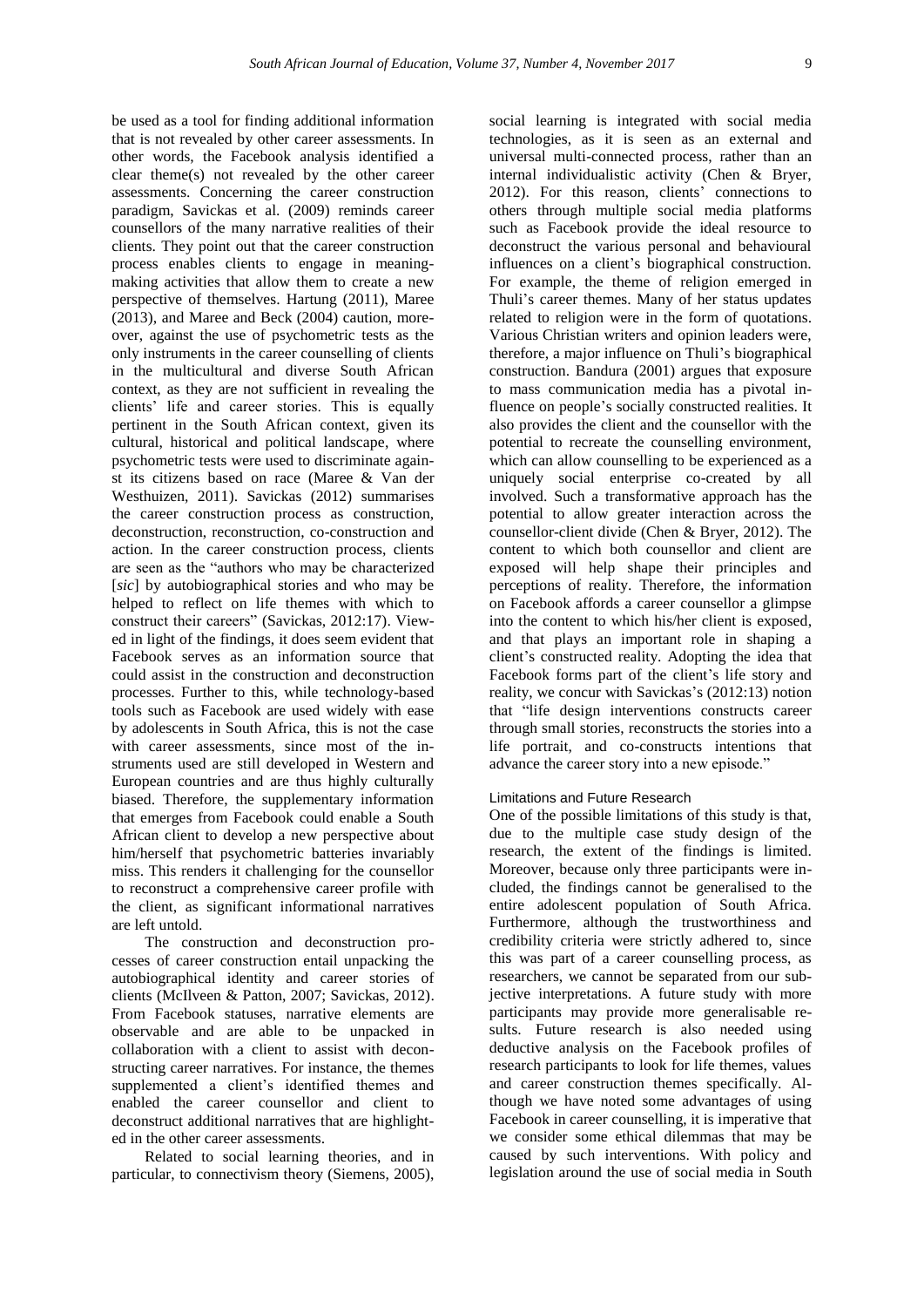be used as a tool for finding additional information that is not revealed by other career assessments. In other words, the Facebook analysis identified a clear theme(s) not revealed by the other career assessments. Concerning the career construction paradigm, Savickas et al. (2009) reminds career counsellors of the many narrative realities of their clients. They point out that the career construction process enables clients to engage in meaning-making activities that allow them to create a new perspective of themselves. Hartung (2011), Maree (2013), and Maree and Beck (2004) caution, moreover, against the use of psychometric tests as the only instruments in the career counselling of clients in the multicultural and diverse South African context, as they are not sufficient in revealing the clients' life and career stories. This is equally pertinent in the South African context, given its cultural, historical and political landscape, where psychometric tests were used to discriminate against its citizens based on race (Maree & Van der Westhuizen, 2011). Savickas (2012) summarises the career construction process as construction, deconstruction, reconstruction, co-construction and action. In the career construction process, clients are seen as the "authors who may be characterized [*sic*] by autobiographical stories and who may be helped to reflect on life themes with which to construct their careers" (Savickas, 2012:17). Viewed in light of the findings, it does seem evident that Facebook serves as an information source that could assist in the construction and deconstruction processes. Further to this, while technology-based tools such as Facebook are used widely with ease by adolescents in South Africa, this is not the case with career assessments, since most of the instruments used are still developed in Western and European countries and are thus highly culturally biased. Therefore, the supplementary information that emerges from Facebook could enable a South African client to develop a new perspective about him/herself that psychometric batteries invariably miss. This renders it challenging for the counsellor to reconstruct a comprehensive career profile with the client, as significant informational narratives are left untold.

The construction and deconstruction processes of career construction entail unpacking the autobiographical identity and career stories of clients (McIlveen & Patton, 2007; Savickas, 2012). From Facebook statuses, narrative elements are observable and are able to be unpacked in collaboration with a client to assist with deconstructing career narratives. For instance, the themes supplemented a client's identified themes and enabled the career counsellor and client to deconstruct additional narratives that are highlighted in the other career assessments.

Related to social learning theories, and in particular, to connectivism theory (Siemens, 2005), social learning is integrated with social media technologies, as it is seen as an external and universal multi-connected process, rather than an internal individualistic activity (Chen & Bryer, 2012). For this reason, clients' connections to others through multiple social media platforms such as Facebook provide the ideal resource to deconstruct the various personal and behavioural influences on a client's biographical construction. For example, the theme of religion emerged in Thuli's career themes. Many of her status updates related to religion were in the form of quotations. Various Christian writers and opinion leaders were, therefore, a major influence on Thuli's biographical construction. Bandura (2001) argues that exposure to mass communication media has a pivotal influence on people's socially constructed realities. It also provides the client and the counsellor with the potential to recreate the counselling environment, which can allow counselling to be experienced as a uniquely social enterprise co-created by all involved. Such a transformative approach has the potential to allow greater interaction across the counsellor-client divide (Chen & Bryer, 2012). The content to which both counsellor and client are exposed will help shape their principles and perceptions of reality. Therefore, the information on Facebook affords a career counsellor a glimpse into the content to which his/her client is exposed, and that plays an important role in shaping a client's constructed reality. Adopting the idea that Facebook forms part of the client's life story and reality, we concur with Savickas's (2012:13) notion that "life design interventions constructs career through small stories, reconstructs the stories into a life portrait, and co-constructs intentions that advance the career story into a new episode."

### Limitations and Future Research

One of the possible limitations of this study is that, due to the multiple case study design of the research, the extent of the findings is limited. Moreover, because only three participants were included, the findings cannot be generalised to the entire adolescent population of South Africa. Furthermore, although the trustworthiness and credibility criteria were strictly adhered to, since this was part of a career counselling process, as researchers, we cannot be separated from our subjective interpretations. A future study with more participants may provide more generalisable results. Future research is also needed using deductive analysis on the Facebook profiles of research participants to look for life themes, values and career construction themes specifically. Although we have noted some advantages of using Facebook in career counselling, it is imperative that we consider some ethical dilemmas that may be caused by such interventions. With policy and legislation around the use of social media in South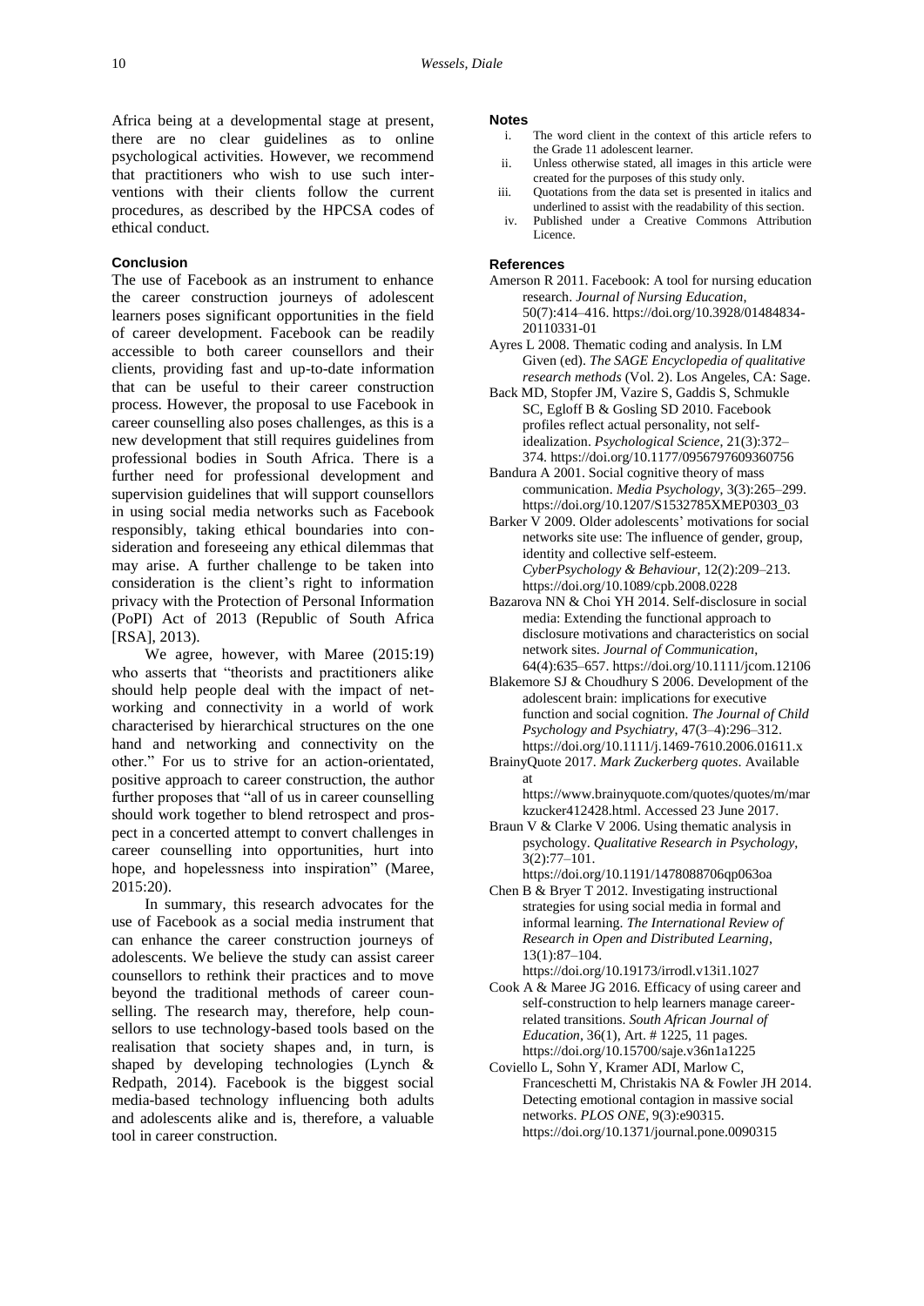Africa being at a developmental stage at present, there are no clear guidelines as to online psychological activities. However, we recommend that practitioners who wish to use such interventions with their clients follow the current procedures, as described by the HPCSA codes of ethical conduct.

## Conclusion

The use of Facebook as an instrument to enhance the career construction journeys of adolescent learners poses significant opportunities in the field of career development. Facebook can be readily accessible to both career counsellors and their clients, providing fast and up-to-date information that can be useful to their career construction process. However, the proposal to use Facebook in career counselling also poses challenges, as this is a new development that still requires guidelines from professional bodies in South Africa. There is a further need for professional development and supervision guidelines that will support counsellors in using social media networks such as Facebook responsibly, taking ethical boundaries into consideration and foreseeing any ethical dilemmas that may arise. A further challenge to be taken into consideration is the client's right to information privacy with the Protection of Personal Information (PoPI) Act of 2013 (Republic of South Africa [RSA], 2013).

We agree, however, with Maree (2015:19) who asserts that "theorists and practitioners alike should help people deal with the impact of networking and connectivity in a world of work characterised by hierarchical structures on the one hand and networking and connectivity on the other." For us to strive for an action-orientated, positive approach to career construction, the author further proposes that "all of us in career counselling should work together to blend retrospect and prospect in a concerted attempt to convert challenges in career counselling into opportunities, hurt into hope, and hopelessness into inspiration" (Maree, 2015:20).

In summary, this research advocates for the use of Facebook as a social media instrument that can enhance the career construction journeys of adolescents. We believe the study can assist career counsellors to rethink their practices and to move beyond the traditional methods of career counselling. The research may, therefore, help counsellors to use technology-based tools based on the realisation that society shapes and, in turn, is shaped by developing technologies (Lynch & Redpath, 2014). Facebook is the biggest social media-based technology influencing both adults and adolescents alike and is, therefore, a valuable tool in career construction.

## Notes

i. The word client in the context of this article refers to the Grade 11 adolescent learner.
ii. Unless otherwise stated, all images in this article were created for the purposes of this study only.
iii. Quotations from the data set is presented in italics and underlined to assist with the readability of this section.
iv. Published under a Creative Commons Attribution Licence.

## References

Amerson R 2011. Facebook: A tool for nursing education research. *Journal of Nursing Education*, 50(7):414–416. https://doi.org/10.3928/01484834-20110331-01

Ayres L 2008. Thematic coding and analysis. In LM Given (ed). *The SAGE Encyclopedia of qualitative research methods* (Vol. 2). Los Angeles, CA: Sage.

Back MD, Stopfer JM, Vazire S, Gaddis S, Schmukle SC, Egloff B & Gosling SD 2010. Facebook profiles reflect actual personality, not self-idealization. *Psychological Science*, 21(3):372–374. https://doi.org/10.1177/0956797609360756

Bandura A 2001. Social cognitive theory of mass communication. *Media Psychology*, 3(3):265–299. https://doi.org/10.1207/S1532785XMEP0303_03

Barker V 2009. Older adolescents' motivations for social networks site use: The influence of gender, group, identity and collective self-esteem. *CyberPsychology & Behaviour*, 12(2):209–213. https://doi.org/10.1089/cpb.2008.0228

Bazarova NN & Choi YH 2014. Self-disclosure in social media: Extending the functional approach to disclosure motivations and characteristics on social network sites. *Journal of Communication*, 64(4):635–657. https://doi.org/10.1111/jcom.12106

Blakemore SJ & Choudhury S 2006. Development of the adolescent brain: implications for executive function and social cognition. *The Journal of Child Psychology and Psychiatry*, 47(3–4):296–312. https://doi.org/10.1111/j.1469-7610.2006.01611.x

BrainyQuote 2017. *Mark Zuckerberg quotes*. Available at https://www.brainyquote.com/quotes/quotes/m/markzucker412428.html. Accessed 23 June 2017.

Braun V & Clarke V 2006. Using thematic analysis in psychology. *Qualitative Research in Psychology*, 3(2):77–101. https://doi.org/10.1191/1478088706qp063oa

Chen B & Bryer T 2012. Investigating instructional strategies for using social media in formal and informal learning. *The International Review of Research in Open and Distributed Learning*, 13(1):87–104. https://doi.org/10.19173/irrodl.v13i1.1027

Cook A & Maree JG 2016. Efficacy of using career and self-construction to help learners manage career-related transitions. *South African Journal of Education*, 36(1), Art. # 1225, 11 pages. https://doi.org/10.15700/saje.v36n1a1225

Coviello L, Sohn Y, Kramer ADI, Marlow C, Franceschetti M, Christakis NA & Fowler JH 2014. Detecting emotional contagion in massive social networks. *PLOS ONE*, 9(3):e90315. https://doi.org/10.1371/journal.pone.0090315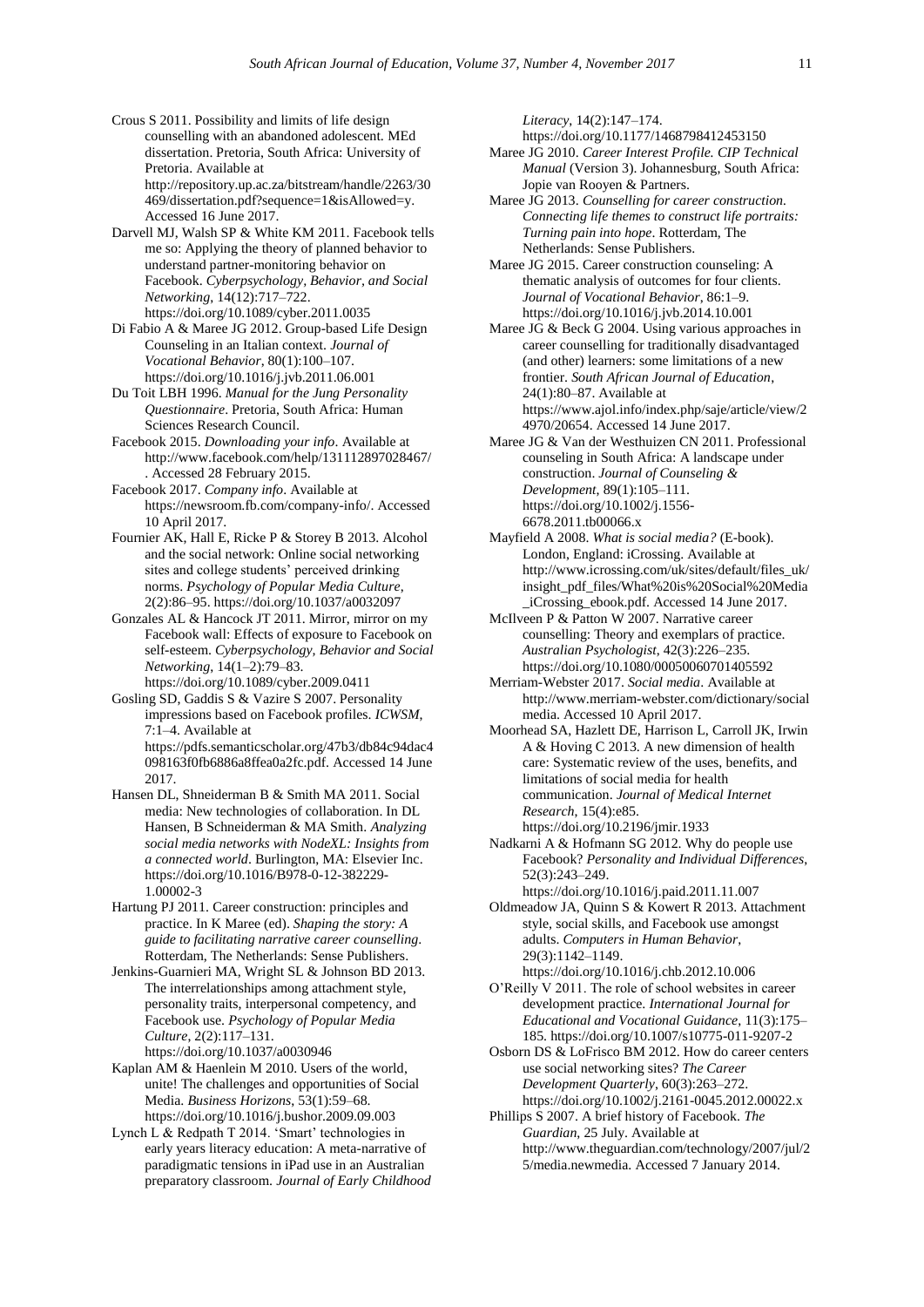Crous S 2011. Possibility and limits of life design counselling with an abandoned adolescent. MEd dissertation. Pretoria, South Africa: University of Pretoria. Available at http://repository.up.ac.za/bitstream/handle/2263/30469/dissertation.pdf?sequence=1&isAllowed=y. Accessed 16 June 2017.

Darvell MJ, Walsh SP & White KM 2011. Facebook tells me so: Applying the theory of planned behavior to understand partner-monitoring behavior on Facebook. *Cyberpsychology, Behavior, and Social Networking*, 14(12):717–722. https://doi.org/10.1089/cyber.2011.0035

Di Fabio A & Maree JG 2012. Group-based Life Design Counseling in an Italian context. *Journal of Vocational Behavior*, 80(1):100–107. https://doi.org/10.1016/j.jvb.2011.06.001

Du Toit LBH 1996. *Manual for the Jung Personality Questionnaire*. Pretoria, South Africa: Human Sciences Research Council.

Facebook 2015. *Downloading your info*. Available at http://www.facebook.com/help/131112897028467/. Accessed 28 February 2015.

Facebook 2017. *Company info*. Available at https://newsroom.fb.com/company-info/. Accessed 10 April 2017.

Fournier AK, Hall E, Ricke P & Storey B 2013. Alcohol and the social network: Online social networking sites and college students' perceived drinking norms. *Psychology of Popular Media Culture*, 2(2):86–95. https://doi.org/10.1037/a0032097

Gonzales AL & Hancock JT 2011. Mirror, mirror on my Facebook wall: Effects of exposure to Facebook on self-esteem. *Cyberpsychology, Behavior and Social Networking*, 14(1–2):79–83. https://doi.org/10.1089/cyber.2009.0411

Gosling SD, Gaddis S & Vazire S 2007. Personality impressions based on Facebook profiles. *ICWSM*, 7:1–4. Available at https://pdfs.semanticscholar.org/47b3/db84c94dac4098163f0fb6886a8ffea0a2fc.pdf. Accessed 14 June 2017.

Hansen DL, Shneiderman B & Smith MA 2011. Social media: New technologies of collaboration. In DL Hansen, B Schneiderman & MA Smith. *Analyzing social media networks with NodeXL: Insights from a connected world*. Burlington, MA: Elsevier Inc. https://doi.org/10.1016/B978-0-12-382229-1.00002-3

Hartung PJ 2011. Career construction: principles and practice. In K Maree (ed). *Shaping the story: A guide to facilitating narrative career counselling*. Rotterdam, The Netherlands: Sense Publishers.

Jenkins-Guarnieri MA, Wright SL & Johnson BD 2013. The interrelationships among attachment style, personality traits, interpersonal competency, and Facebook use. *Psychology of Popular Media Culture*, 2(2):117–131. https://doi.org/10.1037/a0030946

Kaplan AM & Haenlein M 2010. Users of the world, unite! The challenges and opportunities of Social Media. *Business Horizons*, 53(1):59–68. https://doi.org/10.1016/j.bushor.2009.09.003

Lynch L & Redpath T 2014. 'Smart' technologies in early years literacy education: A meta-narrative of paradigmatic tensions in iPad use in an Australian preparatory classroom. *Journal of Early Childhood Literacy*, 14(2):147–174. https://doi.org/10.1177/1468798412453150

Maree JG 2010. *Career Interest Profile. CIP Technical Manual* (Version 3). Johannesburg, South Africa: Jopie van Rooyen & Partners.

Maree JG 2013. *Counselling for career construction. Connecting life themes to construct life portraits: Turning pain into hope*. Rotterdam, The Netherlands: Sense Publishers.

Maree JG 2015. Career construction counseling: A thematic analysis of outcomes for four clients. *Journal of Vocational Behavior*, 86:1–9. https://doi.org/10.1016/j.jvb.2014.10.001

Maree JG & Beck G 2004. Using various approaches in career counselling for traditionally disadvantaged (and other) learners: some limitations of a new frontier. *South African Journal of Education*, 24(1):80–87. Available at https://www.ajol.info/index.php/saje/article/view/24970/20654. Accessed 14 June 2017.

Maree JG & Van der Westhuizen CN 2011. Professional counseling in South Africa: A landscape under construction. *Journal of Counseling & Development*, 89(1):105–111. https://doi.org/10.1002/j.1556-6678.2011.tb00066.x

Mayfield A 2008. *What is social media?* (E-book). London, England: iCrossing. Available at http://www.icrossing.com/uk/sites/default/files_uk/insight_pdf_files/What%20is%20Social%20Media_iCrossing_ebook.pdf. Accessed 14 June 2017.

McIlveen P & Patton W 2007. Narrative career counselling: Theory and exemplars of practice. *Australian Psychologist*, 42(3):226–235. https://doi.org/10.1080/00050060701405592

Merriam-Webster 2017. *Social media*. Available at http://www.merriam-webster.com/dictionary/social media. Accessed 10 April 2017.

Moorhead SA, Hazlett DE, Harrison L, Carroll JK, Irwin A & Hoving C 2013. A new dimension of health care: Systematic review of the uses, benefits, and limitations of social media for health communication. *Journal of Medical Internet Research*, 15(4):e85. https://doi.org/10.2196/jmir.1933

Nadkarni A & Hofmann SG 2012. Why do people use Facebook? *Personality and Individual Differences*, 52(3):243–249. https://doi.org/10.1016/j.paid.2011.11.007

Oldmeadow JA, Quinn S & Kowert R 2013. Attachment style, social skills, and Facebook use amongst adults. *Computers in Human Behavior*, 29(3):1142–1149. https://doi.org/10.1016/j.chb.2012.10.006

O'Reilly V 2011. The role of school websites in career development practice. *International Journal for Educational and Vocational Guidance*, 11(3):175–185. https://doi.org/10.1007/s10775-011-9207-2

Osborn DS & LoFrisco BM 2012. How do career centers use social networking sites? *The Career Development Quarterly*, 60(3):263–272. https://doi.org/10.1002/j.2161-0045.2012.00022.x

Phillips S 2007. A brief history of Facebook. *The Guardian*, 25 July. Available at http://www.theguardian.com/technology/2007/jul/25/media.newmedia. Accessed 7 January 2014.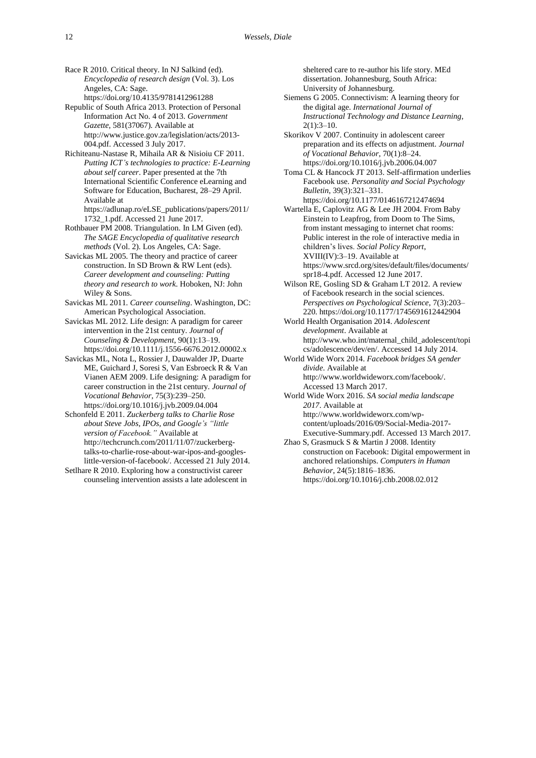Race R 2010. Critical theory. In NJ Salkind (ed). *Encyclopedia of research design* (Vol. 3). Los Angeles, CA: Sage. https://doi.org/10.4135/9781412961288

Republic of South Africa 2013. Protection of Personal Information Act No. 4 of 2013. *Government Gazette*, 581(37067). Available at http://www.justice.gov.za/legislation/acts/2013-004.pdf. Accessed 3 July 2017.

Richiteanu-Nastase R, Mihaila AR & Nisioiu CF 2011. *Putting ICT's technologies to practice: E-Learning about self career*. Paper presented at the 7th International Scientific Conference eLearning and Software for Education, Bucharest, 28–29 April. Available at https://adlunap.ro/eLSE_publications/papers/2011/1732_1.pdf. Accessed 21 June 2017.

Rothbauer PM 2008. Triangulation. In LM Given (ed). *The SAGE Encyclopedia of qualitative research methods* (Vol. 2). Los Angeles, CA: Sage.

Savickas ML 2005. The theory and practice of career construction. In SD Brown & RW Lent (eds). *Career development and counseling: Putting theory and research to work*. Hoboken, NJ: John Wiley & Sons.

Savickas ML 2011. *Career counseling*. Washington, DC: American Psychological Association.

Savickas ML 2012. Life design: A paradigm for career intervention in the 21st century. *Journal of Counseling & Development*, 90(1):13–19. https://doi.org/10.1111/j.1556-6676.2012.00002.x

Savickas ML, Nota L, Rossier J, Dauwalder JP, Duarte ME, Guichard J, Soresi S, Van Esbroeck R & Van Vianen AEM 2009. Life designing: A paradigm for career construction in the 21st century. *Journal of Vocational Behavior*, 75(3):239–250. https://doi.org/10.1016/j.jvb.2009.04.004

Schonfeld E 2011. *Zuckerberg talks to Charlie Rose about Steve Jobs, IPOs, and Google's "little version of Facebook."* Available at http://techcrunch.com/2011/11/07/zuckerberg-talks-to-charlie-rose-about-war-ipos-and-googles-little-version-of-facebook/. Accessed 21 July 2014.

Setlhare R 2010. Exploring how a constructivist career counseling intervention assists a late adolescent in sheltered care to re-author his life story. MEd dissertation. Johannesburg, South Africa: University of Johannesburg.

Siemens G 2005. Connectivism: A learning theory for the digital age. *International Journal of Instructional Technology and Distance Learning*, 2(1):3–10.

Skorikov V 2007. Continuity in adolescent career preparation and its effects on adjustment. *Journal of Vocational Behavior*, 70(1):8–24. https://doi.org/10.1016/j.jvb.2006.04.007

Toma CL & Hancock JT 2013. Self-affirmation underlies Facebook use. *Personality and Social Psychology Bulletin*, 39(3):321–331. https://doi.org/10.1177/0146167212474694

Wartella E, Caplovitz AG & Lee JH 2004. From Baby Einstein to Leapfrog, from Doom to The Sims, from instant messaging to internet chat rooms: Public interest in the role of interactive media in children's lives. *Social Policy Report*, XVIII(IV):3–19. Available at https://www.srcd.org/sites/default/files/documents/spr18-4.pdf. Accessed 12 June 2017.

Wilson RE, Gosling SD & Graham LT 2012. A review of Facebook research in the social sciences. *Perspectives on Psychological Science*, 7(3):203–220. https://doi.org/10.1177/1745691612442904

World Health Organisation 2014. *Adolescent development*. Available at http://www.who.int/maternal_child_adolescent/topics/adolescence/dev/en/. Accessed 14 July 2014.

World Wide Worx 2014. *Facebook bridges SA gender divide*. Available at http://www.worldwideworx.com/facebook/. Accessed 13 March 2017.

World Wide Worx 2016. *SA social media landscape 2017*. Available at http://www.worldwideworx.com/wp-content/uploads/2016/09/Social-Media-2017-Executive-Summary.pdf. Accessed 13 March 2017.

Zhao S, Grasmuck S & Martin J 2008. Identity construction on Facebook: Digital empowerment in anchored relationships. *Computers in Human Behavior*, 24(5):1816–1836. https://doi.org/10.1016/j.chb.2008.02.012